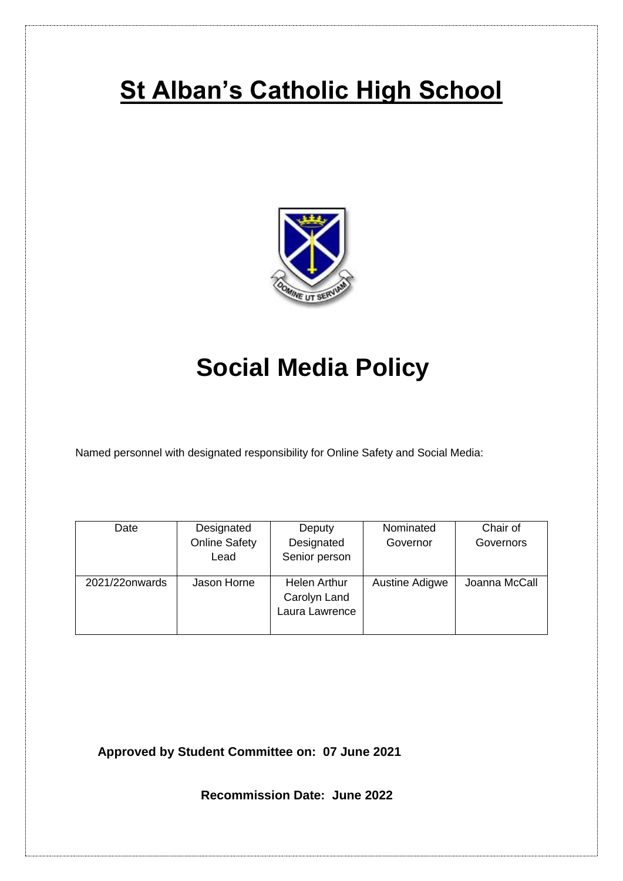# St Alban's Catholic High School

# Social Media Policy

Named personnel with designated responsibility for Online Safety and Social Media:

| Date | Designated Online Safety Lead | Deputy Designated Senior person | Nominated Governor | Chair of Governors |
|---|---|---|---|---|
| 2021/22onwards | Jason Horne | Helen Arthur<br>Carolyn Land<br>Laura Lawrence | Austine Adigwe | Joanna McCall |

**Approved by Student Committee on: 07 June 2021**

**Recommission Date: June 2022**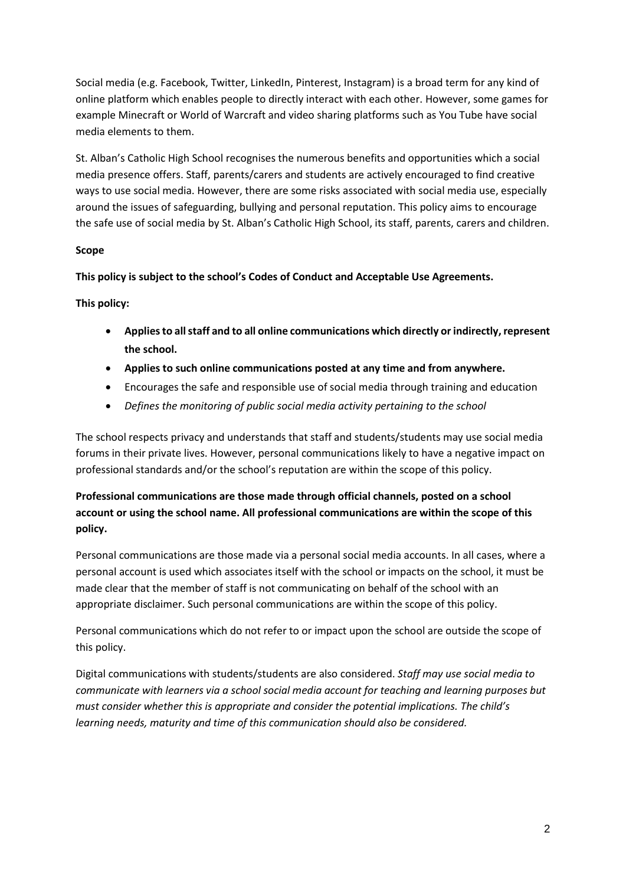Social media (e.g. Facebook, Twitter, LinkedIn, Pinterest, Instagram) is a broad term for any kind of online platform which enables people to directly interact with each other. However, some games for example Minecraft or World of Warcraft and video sharing platforms such as You Tube have social media elements to them.

St. Alban's Catholic High School recognises the numerous benefits and opportunities which a social media presence offers. Staff, parents/carers and students are actively encouraged to find creative ways to use social media. However, there are some risks associated with social media use, especially around the issues of safeguarding, bullying and personal reputation. This policy aims to encourage the safe use of social media by St. Alban's Catholic High School, its staff, parents, carers and children.

**Scope**

**This policy is subject to the school's Codes of Conduct and Acceptable Use Agreements.**

**This policy:**

- **Applies to all staff and to all online communications which directly or indirectly, represent the school.**
- **Applies to such online communications posted at any time and from anywhere.**
- Encourages the safe and responsible use of social media through training and education
- *Defines the monitoring of public social media activity pertaining to the school*

The school respects privacy and understands that staff and students/students may use social media forums in their private lives. However, personal communications likely to have a negative impact on professional standards and/or the school's reputation are within the scope of this policy.

**Professional communications are those made through official channels, posted on a school account or using the school name. All professional communications are within the scope of this policy.**

Personal communications are those made via a personal social media accounts. In all cases, where a personal account is used which associates itself with the school or impacts on the school, it must be made clear that the member of staff is not communicating on behalf of the school with an appropriate disclaimer. Such personal communications are within the scope of this policy.

Personal communications which do not refer to or impact upon the school are outside the scope of this policy.

Digital communications with students/students are also considered. *Staff may use social media to communicate with learners via a school social media account for teaching and learning purposes but must consider whether this is appropriate and consider the potential implications. The child's learning needs, maturity and time of this communication should also be considered.*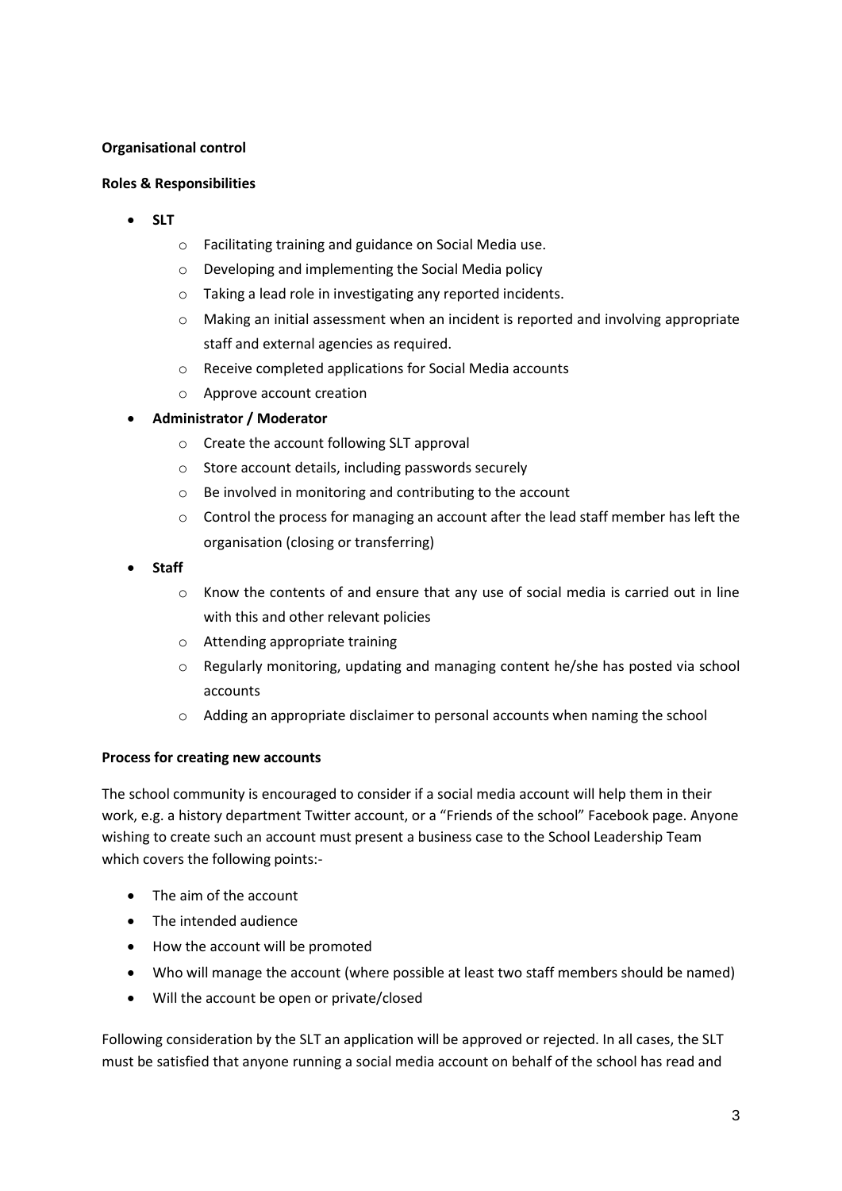**Organisational control**

**Roles & Responsibilities**

- **SLT**
  - Facilitating training and guidance on Social Media use.
  - Developing and implementing the Social Media policy
  - Taking a lead role in investigating any reported incidents.
  - Making an initial assessment when an incident is reported and involving appropriate staff and external agencies as required.
  - Receive completed applications for Social Media accounts
  - Approve account creation
- **Administrator / Moderator**
  - Create the account following SLT approval
  - Store account details, including passwords securely
  - Be involved in monitoring and contributing to the account
  - Control the process for managing an account after the lead staff member has left the organisation (closing or transferring)
- **Staff**
  - Know the contents of and ensure that any use of social media is carried out in line with this and other relevant policies
  - Attending appropriate training
  - Regularly monitoring, updating and managing content he/she has posted via school accounts
  - Adding an appropriate disclaimer to personal accounts when naming the school

**Process for creating new accounts**

The school community is encouraged to consider if a social media account will help them in their work, e.g. a history department Twitter account, or a "Friends of the school" Facebook page. Anyone wishing to create such an account must present a business case to the School Leadership Team which covers the following points:-

- The aim of the account
- The intended audience
- How the account will be promoted
- Who will manage the account (where possible at least two staff members should be named)
- Will the account be open or private/closed

Following consideration by the SLT an application will be approved or rejected. In all cases, the SLT must be satisfied that anyone running a social media account on behalf of the school has read and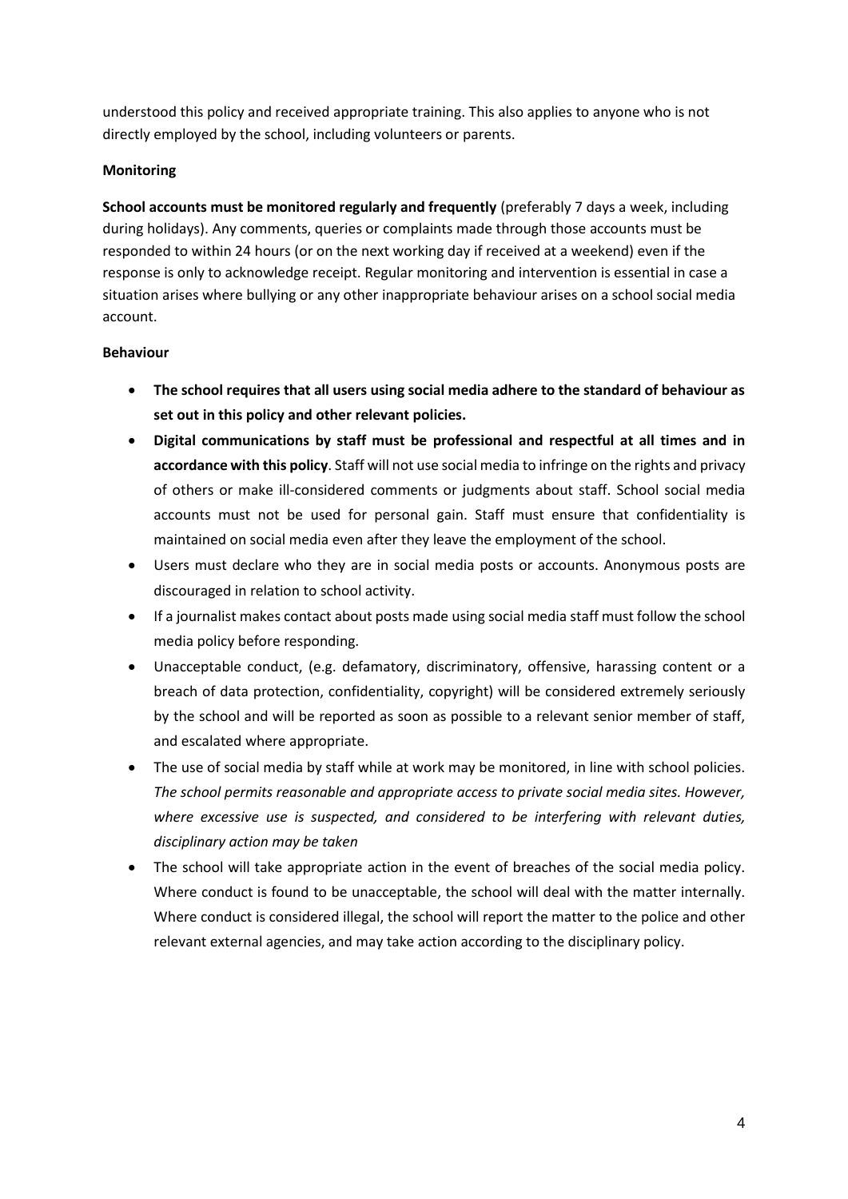understood this policy and received appropriate training. This also applies to anyone who is not directly employed by the school, including volunteers or parents.

**Monitoring**

**School accounts must be monitored regularly and frequently** (preferably 7 days a week, including during holidays). Any comments, queries or complaints made through those accounts must be responded to within 24 hours (or on the next working day if received at a weekend) even if the response is only to acknowledge receipt. Regular monitoring and intervention is essential in case a situation arises where bullying or any other inappropriate behaviour arises on a school social media account.

**Behaviour**

- **The school requires that all users using social media adhere to the standard of behaviour as set out in this policy and other relevant policies.**
- **Digital communications by staff must be professional and respectful at all times and in accordance with this policy**. Staff will not use social media to infringe on the rights and privacy of others or make ill-considered comments or judgments about staff. School social media accounts must not be used for personal gain. Staff must ensure that confidentiality is maintained on social media even after they leave the employment of the school.
- Users must declare who they are in social media posts or accounts. Anonymous posts are discouraged in relation to school activity.
- If a journalist makes contact about posts made using social media staff must follow the school media policy before responding.
- Unacceptable conduct, (e.g. defamatory, discriminatory, offensive, harassing content or a breach of data protection, confidentiality, copyright) will be considered extremely seriously by the school and will be reported as soon as possible to a relevant senior member of staff, and escalated where appropriate.
- The use of social media by staff while at work may be monitored, in line with school policies. *The school permits reasonable and appropriate access to private social media sites. However, where excessive use is suspected, and considered to be interfering with relevant duties, disciplinary action may be taken*
- The school will take appropriate action in the event of breaches of the social media policy. Where conduct is found to be unacceptable, the school will deal with the matter internally. Where conduct is considered illegal, the school will report the matter to the police and other relevant external agencies, and may take action according to the disciplinary policy.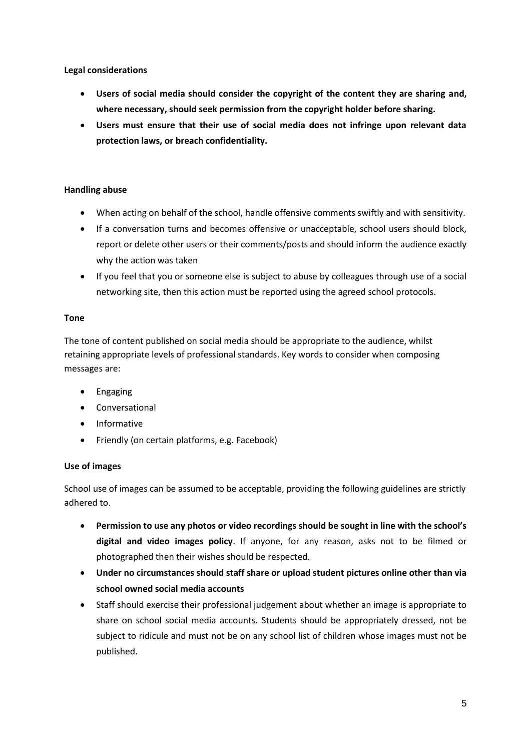**Legal considerations**

- **Users of social media should consider the copyright of the content they are sharing and, where necessary, should seek permission from the copyright holder before sharing.**
- **Users must ensure that their use of social media does not infringe upon relevant data protection laws, or breach confidentiality.**

**Handling abuse**

- When acting on behalf of the school, handle offensive comments swiftly and with sensitivity.
- If a conversation turns and becomes offensive or unacceptable, school users should block, report or delete other users or their comments/posts and should inform the audience exactly why the action was taken
- If you feel that you or someone else is subject to abuse by colleagues through use of a social networking site, then this action must be reported using the agreed school protocols.

**Tone**

The tone of content published on social media should be appropriate to the audience, whilst retaining appropriate levels of professional standards. Key words to consider when composing messages are:

- Engaging
- Conversational
- Informative
- Friendly (on certain platforms, e.g. Facebook)

**Use of images**

School use of images can be assumed to be acceptable, providing the following guidelines are strictly adhered to.

- **Permission to use any photos or video recordings should be sought in line with the school's digital and video images policy**. If anyone, for any reason, asks not to be filmed or photographed then their wishes should be respected.
- **Under no circumstances should staff share or upload student pictures online other than via school owned social media accounts**
- Staff should exercise their professional judgement about whether an image is appropriate to share on school social media accounts. Students should be appropriately dressed, not be subject to ridicule and must not be on any school list of children whose images must not be published.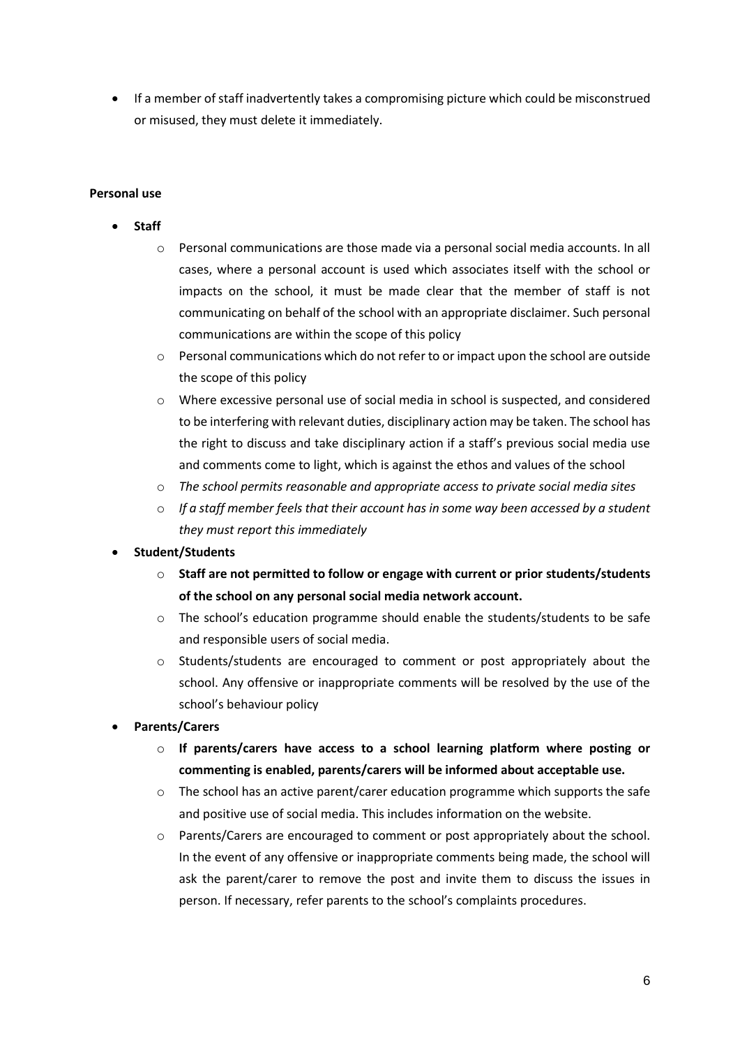- If a member of staff inadvertently takes a compromising picture which could be misconstrued or misused, they must delete it immediately.

**Personal use**

- **Staff**
  - Personal communications are those made via a personal social media accounts. In all cases, where a personal account is used which associates itself with the school or impacts on the school, it must be made clear that the member of staff is not communicating on behalf of the school with an appropriate disclaimer. Such personal communications are within the scope of this policy
  - Personal communications which do not refer to or impact upon the school are outside the scope of this policy
  - Where excessive personal use of social media in school is suspected, and considered to be interfering with relevant duties, disciplinary action may be taken. The school has the right to discuss and take disciplinary action if a staff's previous social media use and comments come to light, which is against the ethos and values of the school
  - *The school permits reasonable and appropriate access to private social media sites*
  - *If a staff member feels that their account has in some way been accessed by a student they must report this immediately*
- **Student/Students**
  - **Staff are not permitted to follow or engage with current or prior students/students of the school on any personal social media network account.**
  - The school's education programme should enable the students/students to be safe and responsible users of social media.
  - Students/students are encouraged to comment or post appropriately about the school. Any offensive or inappropriate comments will be resolved by the use of the school's behaviour policy
- **Parents/Carers**
  - **If parents/carers have access to a school learning platform where posting or commenting is enabled, parents/carers will be informed about acceptable use.**
  - The school has an active parent/carer education programme which supports the safe and positive use of social media. This includes information on the website.
  - Parents/Carers are encouraged to comment or post appropriately about the school. In the event of any offensive or inappropriate comments being made, the school will ask the parent/carer to remove the post and invite them to discuss the issues in person. If necessary, refer parents to the school's complaints procedures.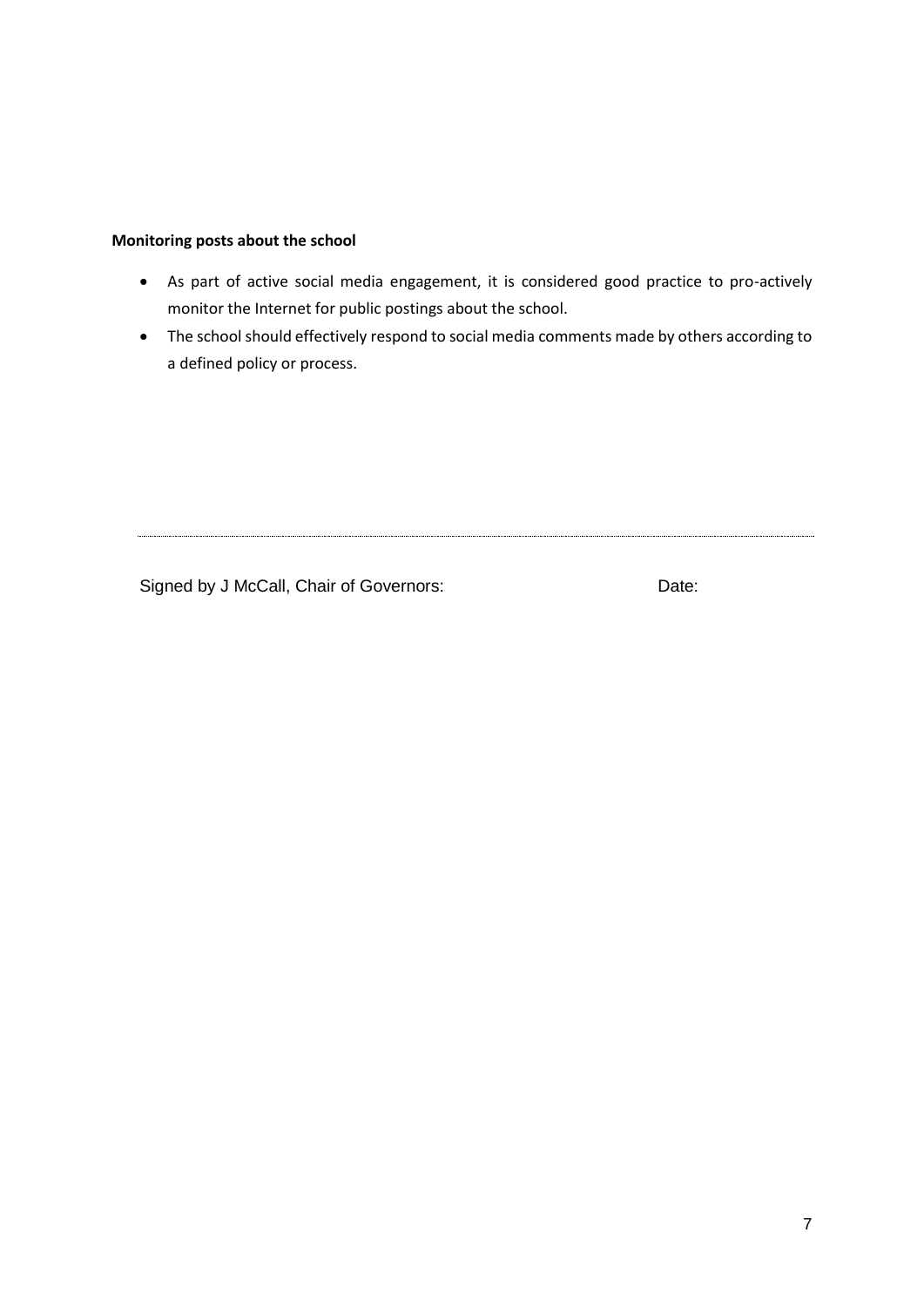**Monitoring posts about the school**

- As part of active social media engagement, it is considered good practice to pro-actively monitor the Internet for public postings about the school.
- The school should effectively respond to social media comments made by others according to a defined policy or process.

---

Signed by J McCall, Chair of Governors: Date: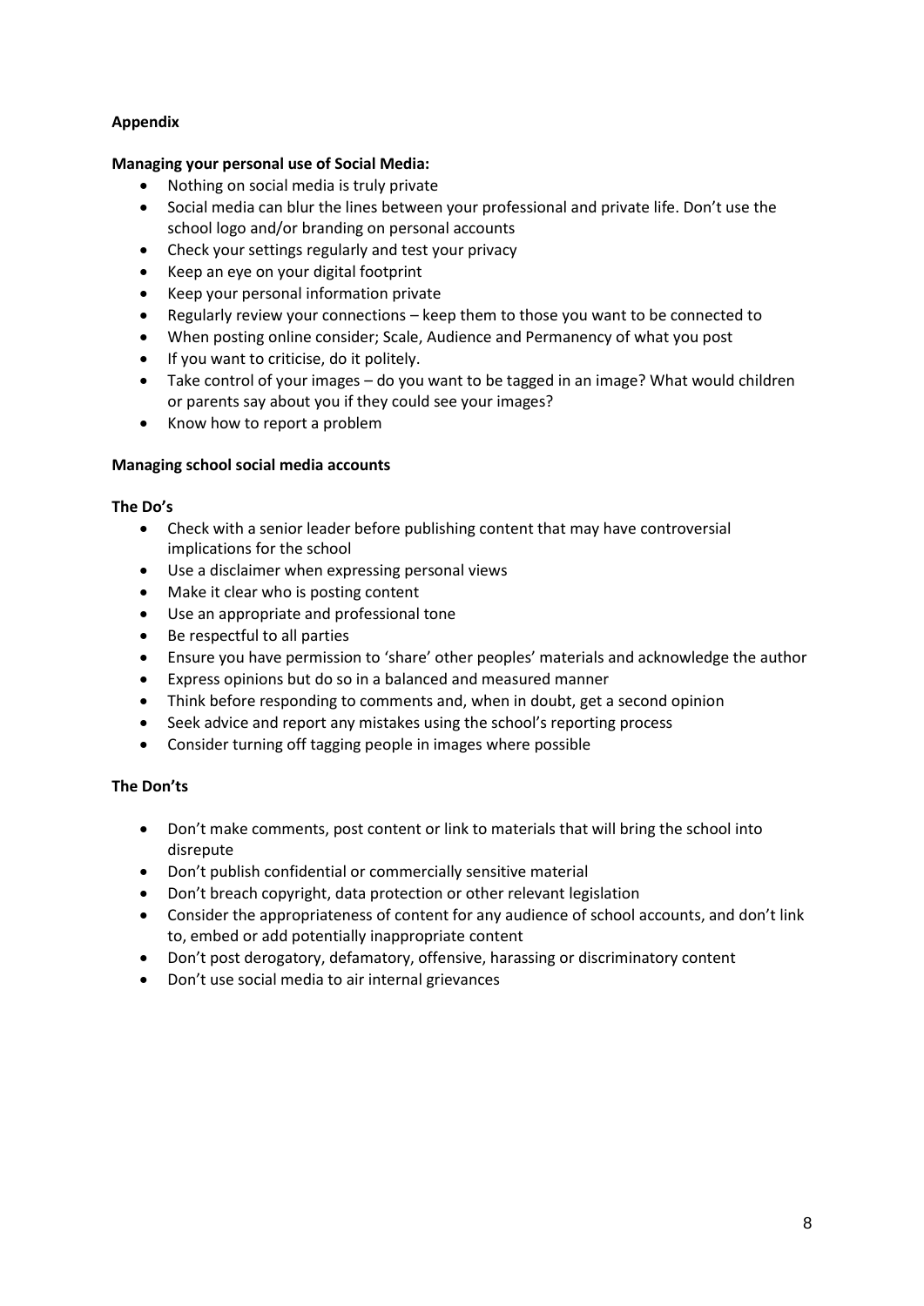**Appendix**

**Managing your personal use of Social Media:**

- Nothing on social media is truly private
- Social media can blur the lines between your professional and private life. Don't use the school logo and/or branding on personal accounts
- Check your settings regularly and test your privacy
- Keep an eye on your digital footprint
- Keep your personal information private
- Regularly review your connections – keep them to those you want to be connected to
- When posting online consider; Scale, Audience and Permanency of what you post
- If you want to criticise, do it politely.
- Take control of your images – do you want to be tagged in an image? What would children or parents say about you if they could see your images?
- Know how to report a problem

**Managing school social media accounts**

**The Do's**

- Check with a senior leader before publishing content that may have controversial implications for the school
- Use a disclaimer when expressing personal views
- Make it clear who is posting content
- Use an appropriate and professional tone
- Be respectful to all parties
- Ensure you have permission to 'share' other peoples' materials and acknowledge the author
- Express opinions but do so in a balanced and measured manner
- Think before responding to comments and, when in doubt, get a second opinion
- Seek advice and report any mistakes using the school's reporting process
- Consider turning off tagging people in images where possible

**The Don'ts**

- Don't make comments, post content or link to materials that will bring the school into disrepute
- Don't publish confidential or commercially sensitive material
- Don't breach copyright, data protection or other relevant legislation
- Consider the appropriateness of content for any audience of school accounts, and don't link to, embed or add potentially inappropriate content
- Don't post derogatory, defamatory, offensive, harassing or discriminatory content
- Don't use social media to air internal grievances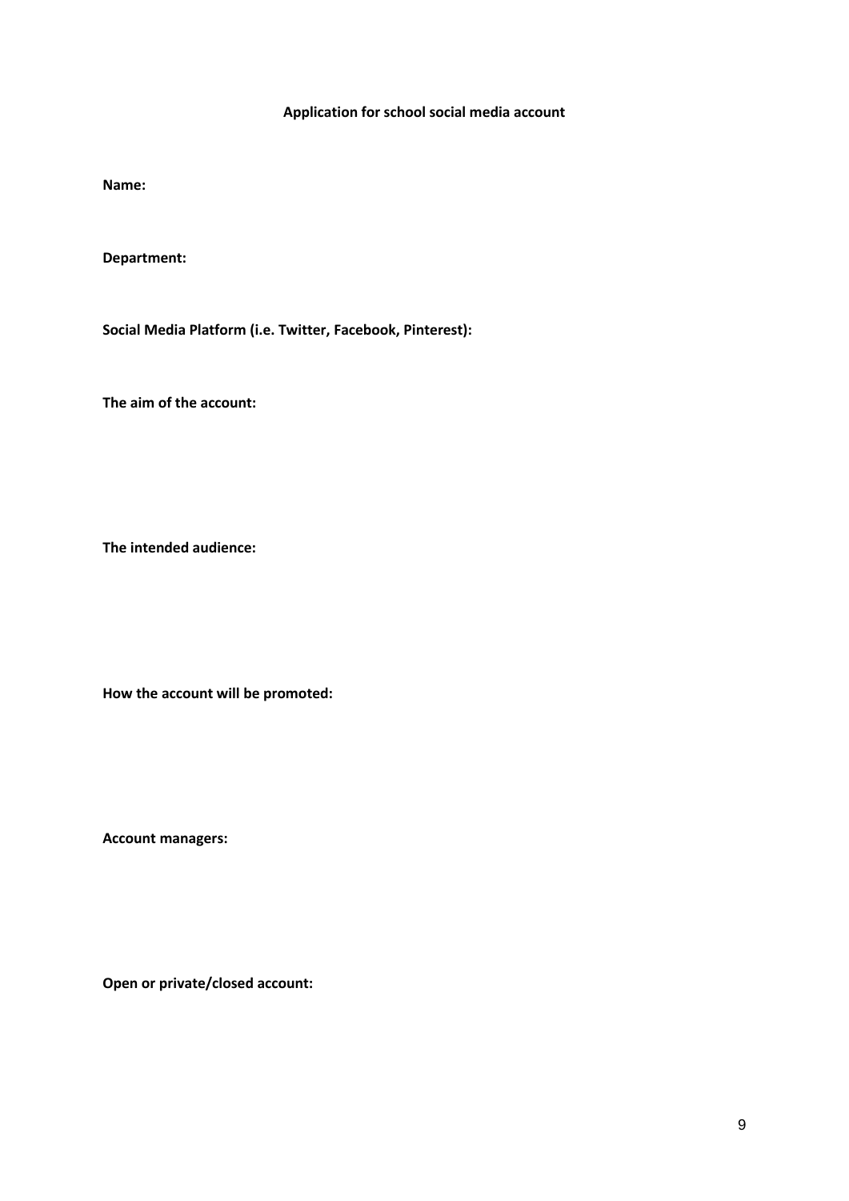**Application for school social media account**

**Name:**

**Department:**

**Social Media Platform (i.e. Twitter, Facebook, Pinterest):**

**The aim of the account:**

**The intended audience:**

**How the account will be promoted:**

**Account managers:**

**Open or private/closed account:**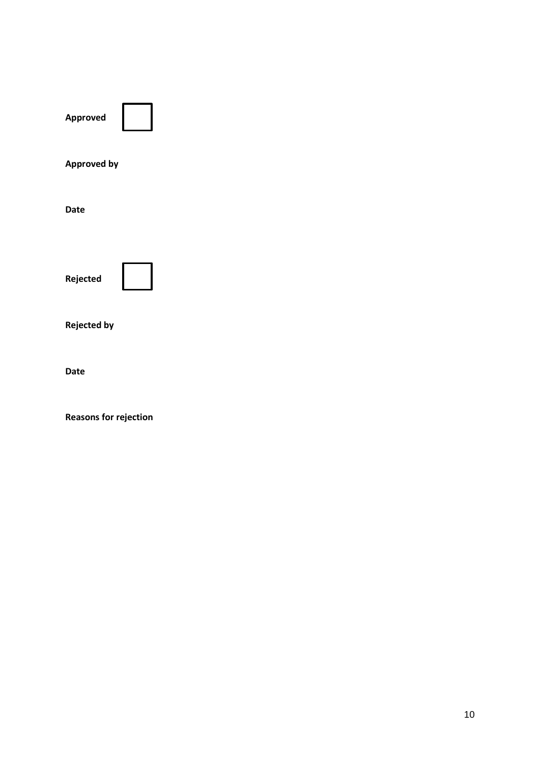**Approved** ☐

**Approved by**

**Date**

**Rejected** ☐

**Rejected by**

**Date**

**Reasons for rejection**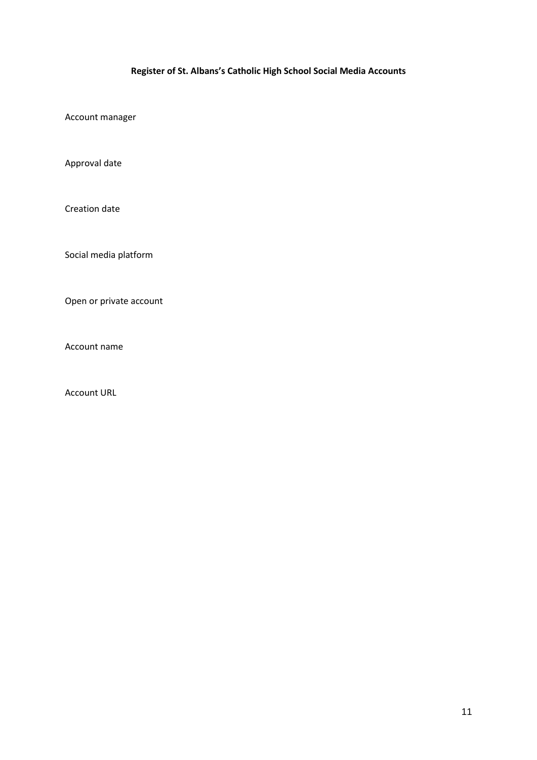**Register of St. Albans's Catholic High School Social Media Accounts**

Account manager

Approval date

Creation date

Social media platform

Open or private account

Account name

Account URL